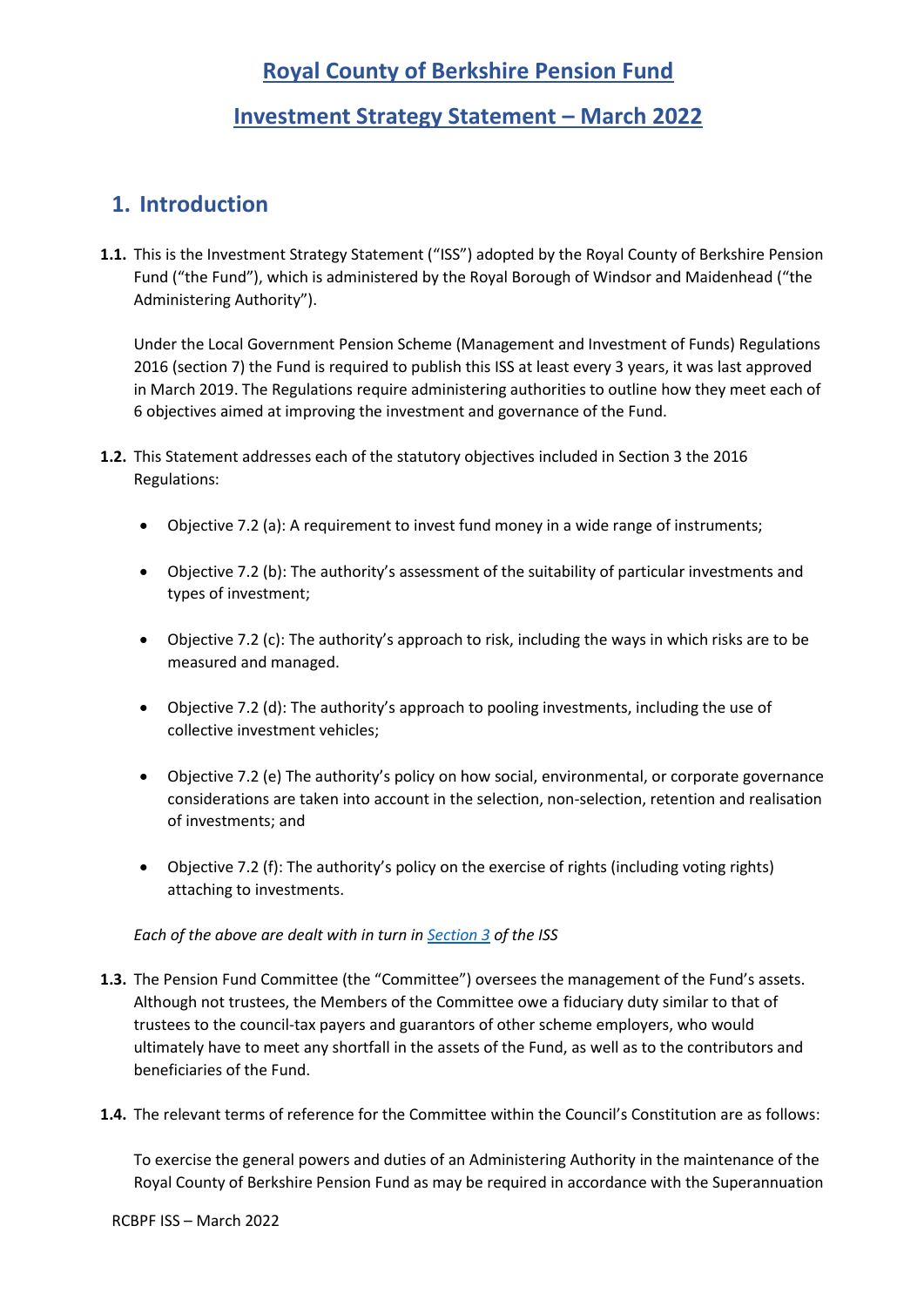# Royal County of Berkshire Pension Fund

## Investment Strategy Statement – March 2022

## 1. Introduction

**1.1.** This is the Investment Strategy Statement ("ISS") adopted by the Royal County of Berkshire Pension Fund ("the Fund"), which is administered by the Royal Borough of Windsor and Maidenhead ("the Administering Authority").

Under the Local Government Pension Scheme (Management and Investment of Funds) Regulations 2016 (section 7) the Fund is required to publish this ISS at least every 3 years, it was last approved in March 2019. The Regulations require administering authorities to outline how they meet each of 6 objectives aimed at improving the investment and governance of the Fund.

**1.2.** This Statement addresses each of the statutory objectives included in Section 3 the 2016 Regulations:

- Objective 7.2 (a): A requirement to invest fund money in a wide range of instruments;
- Objective 7.2 (b): The authority's assessment of the suitability of particular investments and types of investment;
- Objective 7.2 (c): The authority's approach to risk, including the ways in which risks are to be measured and managed.
- Objective 7.2 (d): The authority's approach to pooling investments, including the use of collective investment vehicles;
- Objective 7.2 (e) The authority's policy on how social, environmental, or corporate governance considerations are taken into account in the selection, non-selection, retention and realisation of investments; and
- Objective 7.2 (f): The authority's policy on the exercise of rights (including voting rights) attaching to investments.

*Each of the above are dealt with in turn in [Section 3](#) of the ISS*

**1.3.** The Pension Fund Committee (the "Committee") oversees the management of the Fund's assets. Although not trustees, the Members of the Committee owe a fiduciary duty similar to that of trustees to the council-tax payers and guarantors of other scheme employers, who would ultimately have to meet any shortfall in the assets of the Fund, as well as to the contributors and beneficiaries of the Fund.

**1.4.** The relevant terms of reference for the Committee within the Council's Constitution are as follows:

To exercise the general powers and duties of an Administering Authority in the maintenance of the Royal County of Berkshire Pension Fund as may be required in accordance with the Superannuation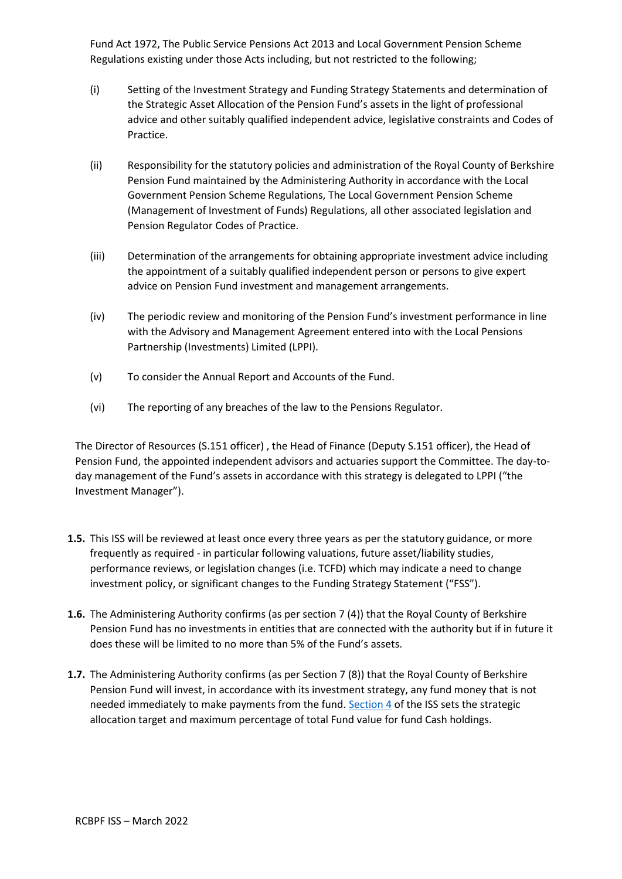Fund Act 1972, The Public Service Pensions Act 2013 and Local Government Pension Scheme Regulations existing under those Acts including, but not restricted to the following;

(i) Setting of the Investment Strategy and Funding Strategy Statements and determination of the Strategic Asset Allocation of the Pension Fund's assets in the light of professional advice and other suitably qualified independent advice, legislative constraints and Codes of Practice.

(ii) Responsibility for the statutory policies and administration of the Royal County of Berkshire Pension Fund maintained by the Administering Authority in accordance with the Local Government Pension Scheme Regulations, The Local Government Pension Scheme (Management of Investment of Funds) Regulations, all other associated legislation and Pension Regulator Codes of Practice.

(iii) Determination of the arrangements for obtaining appropriate investment advice including the appointment of a suitably qualified independent person or persons to give expert advice on Pension Fund investment and management arrangements.

(iv) The periodic review and monitoring of the Pension Fund's investment performance in line with the Advisory and Management Agreement entered into with the Local Pensions Partnership (Investments) Limited (LPPI).

(v) To consider the Annual Report and Accounts of the Fund.

(vi) The reporting of any breaches of the law to the Pensions Regulator.

The Director of Resources (S.151 officer) , the Head of Finance (Deputy S.151 officer), the Head of Pension Fund, the appointed independent advisors and actuaries support the Committee. The day-to-day management of the Fund's assets in accordance with this strategy is delegated to LPPI ("the Investment Manager").

**1.5.** This ISS will be reviewed at least once every three years as per the statutory guidance, or more frequently as required - in particular following valuations, future asset/liability studies, performance reviews, or legislation changes (i.e. TCFD) which may indicate a need to change investment policy, or significant changes to the Funding Strategy Statement ("FSS").

**1.6.** The Administering Authority confirms (as per section 7 (4)) that the Royal County of Berkshire Pension Fund has no investments in entities that are connected with the authority but if in future it does these will be limited to no more than 5% of the Fund's assets.

**1.7.** The Administering Authority confirms (as per Section 7 (8)) that the Royal County of Berkshire Pension Fund will invest, in accordance with its investment strategy, any fund money that is not needed immediately to make payments from the fund. Section 4 of the ISS sets the strategic allocation target and maximum percentage of total Fund value for fund Cash holdings.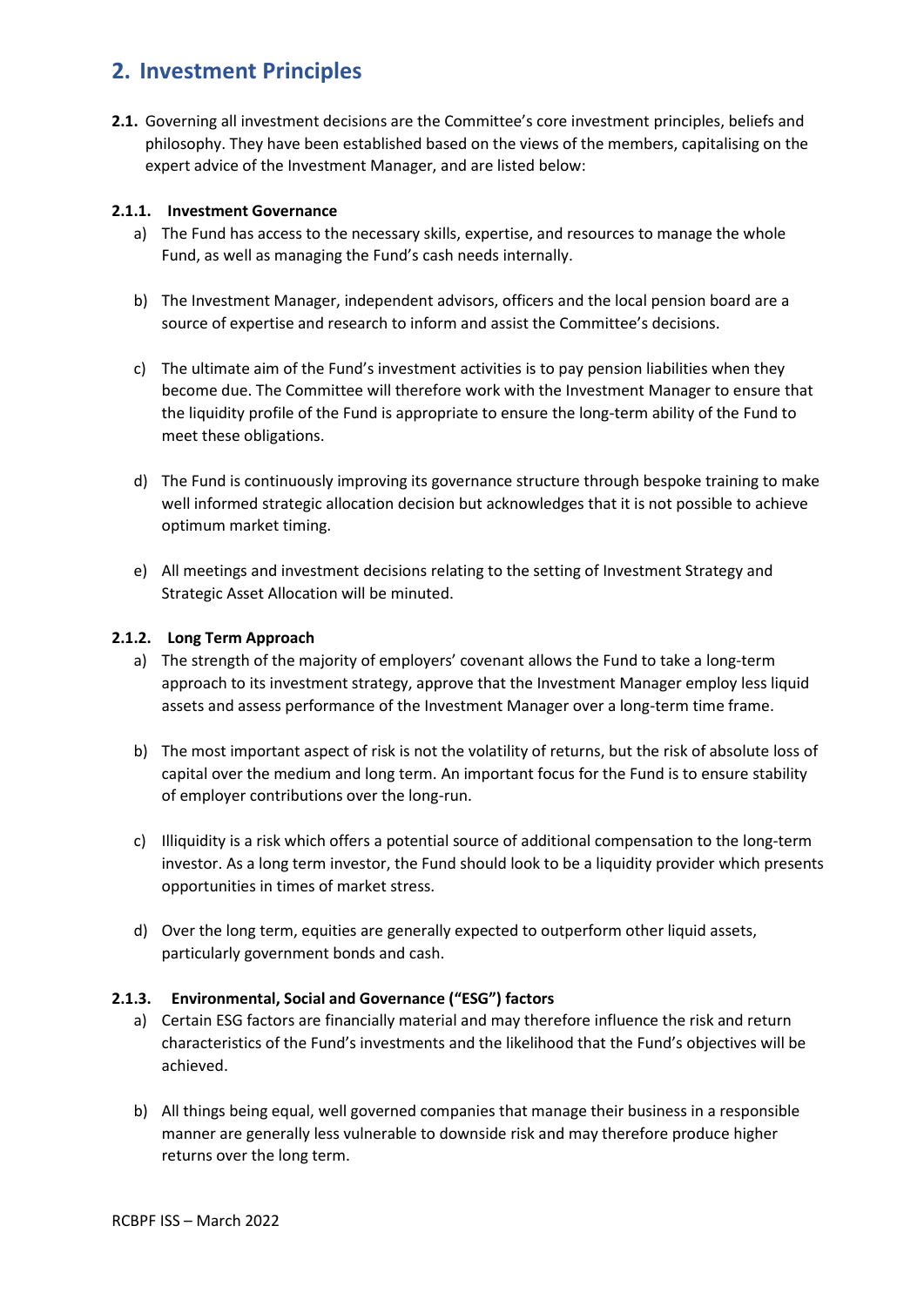## 2. Investment Principles

**2.1.** Governing all investment decisions are the Committee's core investment principles, beliefs and philosophy. They have been established based on the views of the members, capitalising on the expert advice of the Investment Manager, and are listed below:

**2.1.1. Investment Governance**

a) The Fund has access to the necessary skills, expertise, and resources to manage the whole Fund, as well as managing the Fund's cash needs internally.

b) The Investment Manager, independent advisors, officers and the local pension board are a source of expertise and research to inform and assist the Committee's decisions.

c) The ultimate aim of the Fund's investment activities is to pay pension liabilities when they become due. The Committee will therefore work with the Investment Manager to ensure that the liquidity profile of the Fund is appropriate to ensure the long-term ability of the Fund to meet these obligations.

d) The Fund is continuously improving its governance structure through bespoke training to make well informed strategic allocation decision but acknowledges that it is not possible to achieve optimum market timing.

e) All meetings and investment decisions relating to the setting of Investment Strategy and Strategic Asset Allocation will be minuted.

**2.1.2. Long Term Approach**

a) The strength of the majority of employers' covenant allows the Fund to take a long-term approach to its investment strategy, approve that the Investment Manager employ less liquid assets and assess performance of the Investment Manager over a long-term time frame.

b) The most important aspect of risk is not the volatility of returns, but the risk of absolute loss of capital over the medium and long term. An important focus for the Fund is to ensure stability of employer contributions over the long-run.

c) Illiquidity is a risk which offers a potential source of additional compensation to the long-term investor. As a long term investor, the Fund should look to be a liquidity provider which presents opportunities in times of market stress.

d) Over the long term, equities are generally expected to outperform other liquid assets, particularly government bonds and cash.

**2.1.3. Environmental, Social and Governance ("ESG") factors**

a) Certain ESG factors are financially material and may therefore influence the risk and return characteristics of the Fund's investments and the likelihood that the Fund's objectives will be achieved.

b) All things being equal, well governed companies that manage their business in a responsible manner are generally less vulnerable to downside risk and may therefore produce higher returns over the long term.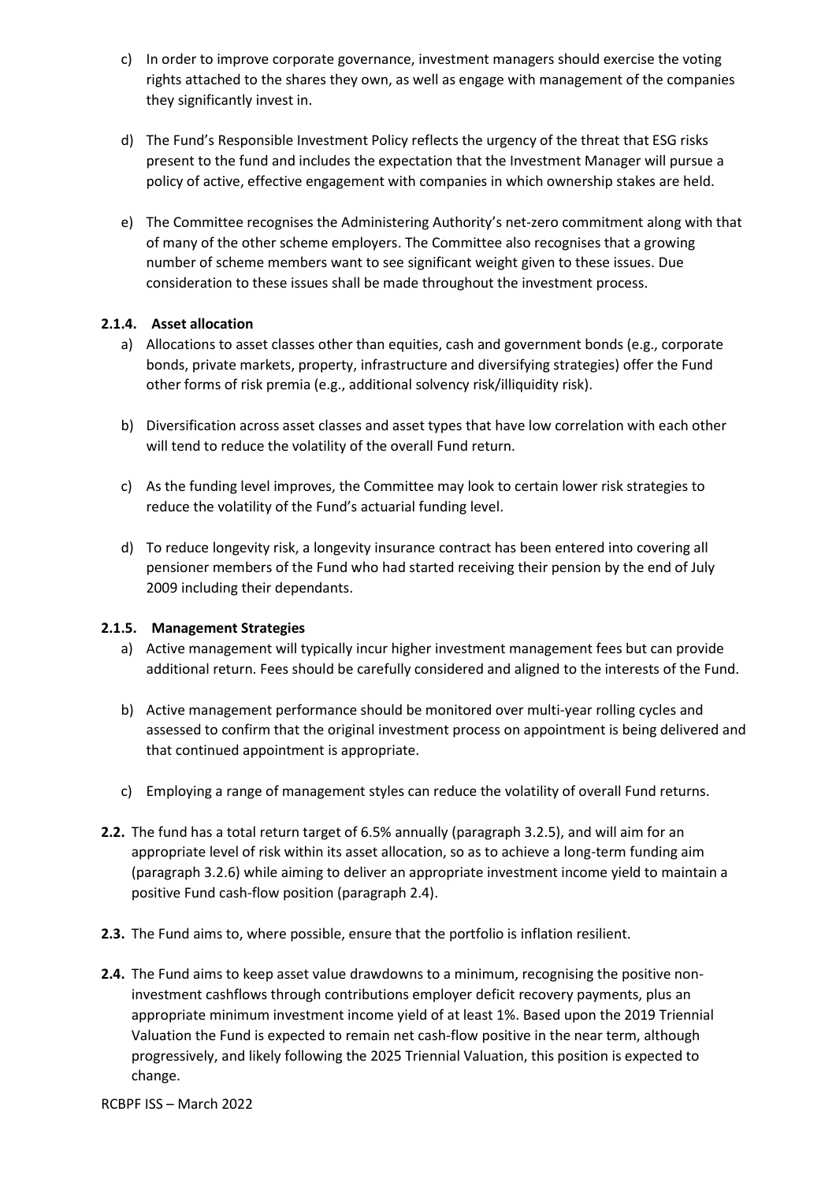c) In order to improve corporate governance, investment managers should exercise the voting rights attached to the shares they own, as well as engage with management of the companies they significantly invest in.

d) The Fund's Responsible Investment Policy reflects the urgency of the threat that ESG risks present to the fund and includes the expectation that the Investment Manager will pursue a policy of active, effective engagement with companies in which ownership stakes are held.

e) The Committee recognises the Administering Authority's net-zero commitment along with that of many of the other scheme employers. The Committee also recognises that a growing number of scheme members want to see significant weight given to these issues. Due consideration to these issues shall be made throughout the investment process.

#### 2.1.4. Asset allocation

a) Allocations to asset classes other than equities, cash and government bonds (e.g., corporate bonds, private markets, property, infrastructure and diversifying strategies) offer the Fund other forms of risk premia (e.g., additional solvency risk/illiquidity risk).

b) Diversification across asset classes and asset types that have low correlation with each other will tend to reduce the volatility of the overall Fund return.

c) As the funding level improves, the Committee may look to certain lower risk strategies to reduce the volatility of the Fund's actuarial funding level.

d) To reduce longevity risk, a longevity insurance contract has been entered into covering all pensioner members of the Fund who had started receiving their pension by the end of July 2009 including their dependants.

#### 2.1.5. Management Strategies

a) Active management will typically incur higher investment management fees but can provide additional return. Fees should be carefully considered and aligned to the interests of the Fund.

b) Active management performance should be monitored over multi-year rolling cycles and assessed to confirm that the original investment process on appointment is being delivered and that continued appointment is appropriate.

c) Employing a range of management styles can reduce the volatility of overall Fund returns.

**2.2.** The fund has a total return target of 6.5% annually (paragraph 3.2.5), and will aim for an appropriate level of risk within its asset allocation, so as to achieve a long-term funding aim (paragraph 3.2.6) while aiming to deliver an appropriate investment income yield to maintain a positive Fund cash-flow position (paragraph 2.4).

**2.3.** The Fund aims to, where possible, ensure that the portfolio is inflation resilient.

**2.4.** The Fund aims to keep asset value drawdowns to a minimum, recognising the positive non-investment cashflows through contributions employer deficit recovery payments, plus an appropriate minimum investment income yield of at least 1%. Based upon the 2019 Triennial Valuation the Fund is expected to remain net cash-flow positive in the near term, although progressively, and likely following the 2025 Triennial Valuation, this position is expected to change.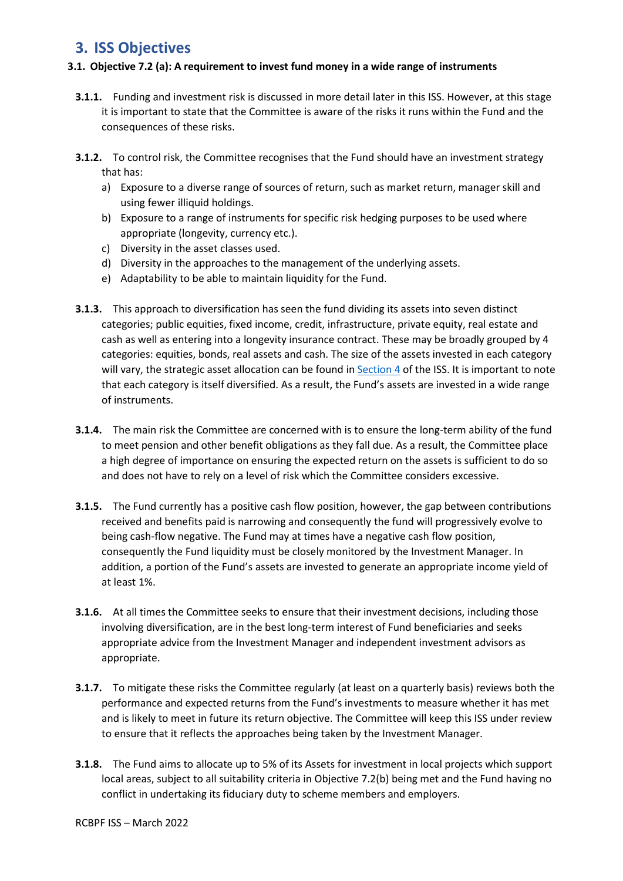# 3. ISS Objectives

## 3.1. Objective 7.2 (a): A requirement to invest fund money in a wide range of instruments

**3.1.1.** Funding and investment risk is discussed in more detail later in this ISS. However, at this stage it is important to state that the Committee is aware of the risks it runs within the Fund and the consequences of these risks.

**3.1.2.** To control risk, the Committee recognises that the Fund should have an investment strategy that has:

a) Exposure to a diverse range of sources of return, such as market return, manager skill and using fewer illiquid holdings.
b) Exposure to a range of instruments for specific risk hedging purposes to be used where appropriate (longevity, currency etc.).
c) Diversity in the asset classes used.
d) Diversity in the approaches to the management of the underlying assets.
e) Adaptability to be able to maintain liquidity for the Fund.

**3.1.3.** This approach to diversification has seen the fund dividing its assets into seven distinct categories; public equities, fixed income, credit, infrastructure, private equity, real estate and cash as well as entering into a longevity insurance contract. These may be broadly grouped by 4 categories: equities, bonds, real assets and cash. The size of the assets invested in each category will vary, the strategic asset allocation can be found in Section 4 of the ISS. It is important to note that each category is itself diversified. As a result, the Fund's assets are invested in a wide range of instruments.

**3.1.4.** The main risk the Committee are concerned with is to ensure the long-term ability of the fund to meet pension and other benefit obligations as they fall due. As a result, the Committee place a high degree of importance on ensuring the expected return on the assets is sufficient to do so and does not have to rely on a level of risk which the Committee considers excessive.

**3.1.5.** The Fund currently has a positive cash flow position, however, the gap between contributions received and benefits paid is narrowing and consequently the fund will progressively evolve to being cash-flow negative. The Fund may at times have a negative cash flow position, consequently the Fund liquidity must be closely monitored by the Investment Manager. In addition, a portion of the Fund's assets are invested to generate an appropriate income yield of at least 1%.

**3.1.6.** At all times the Committee seeks to ensure that their investment decisions, including those involving diversification, are in the best long-term interest of Fund beneficiaries and seeks appropriate advice from the Investment Manager and independent investment advisors as appropriate.

**3.1.7.** To mitigate these risks the Committee regularly (at least on a quarterly basis) reviews both the performance and expected returns from the Fund's investments to measure whether it has met and is likely to meet in future its return objective. The Committee will keep this ISS under review to ensure that it reflects the approaches being taken by the Investment Manager.

**3.1.8.** The Fund aims to allocate up to 5% of its Assets for investment in local projects which support local areas, subject to all suitability criteria in Objective 7.2(b) being met and the Fund having no conflict in undertaking its fiduciary duty to scheme members and employers.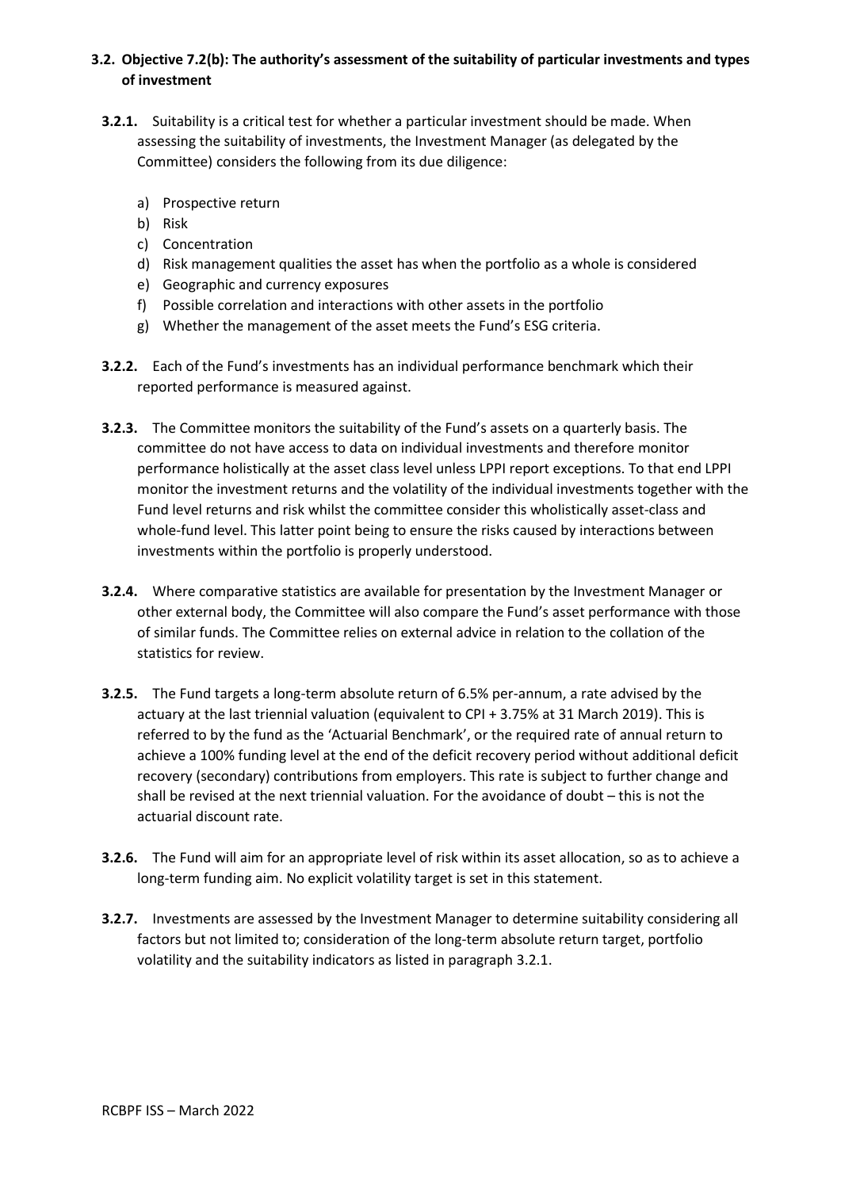## 3.2. Objective 7.2(b): The authority's assessment of the suitability of particular investments and types of investment

**3.2.1.** Suitability is a critical test for whether a particular investment should be made. When assessing the suitability of investments, the Investment Manager (as delegated by the Committee) considers the following from its due diligence:

a) Prospective return
b) Risk
c) Concentration
d) Risk management qualities the asset has when the portfolio as a whole is considered
e) Geographic and currency exposures
f) Possible correlation and interactions with other assets in the portfolio
g) Whether the management of the asset meets the Fund's ESG criteria.

**3.2.2.** Each of the Fund's investments has an individual performance benchmark which their reported performance is measured against.

**3.2.3.** The Committee monitors the suitability of the Fund's assets on a quarterly basis. The committee do not have access to data on individual investments and therefore monitor performance holistically at the asset class level unless LPPI report exceptions. To that end LPPI monitor the investment returns and the volatility of the individual investments together with the Fund level returns and risk whilst the committee consider this wholistically asset-class and whole-fund level. This latter point being to ensure the risks caused by interactions between investments within the portfolio is properly understood.

**3.2.4.** Where comparative statistics are available for presentation by the Investment Manager or other external body, the Committee will also compare the Fund's asset performance with those of similar funds. The Committee relies on external advice in relation to the collation of the statistics for review.

**3.2.5.** The Fund targets a long-term absolute return of 6.5% per-annum, a rate advised by the actuary at the last triennial valuation (equivalent to CPI + 3.75% at 31 March 2019). This is referred to by the fund as the 'Actuarial Benchmark', or the required rate of annual return to achieve a 100% funding level at the end of the deficit recovery period without additional deficit recovery (secondary) contributions from employers. This rate is subject to further change and shall be revised at the next triennial valuation. For the avoidance of doubt – this is not the actuarial discount rate.

**3.2.6.** The Fund will aim for an appropriate level of risk within its asset allocation, so as to achieve a long-term funding aim. No explicit volatility target is set in this statement.

**3.2.7.** Investments are assessed by the Investment Manager to determine suitability considering all factors but not limited to; consideration of the long-term absolute return target, portfolio volatility and the suitability indicators as listed in paragraph 3.2.1.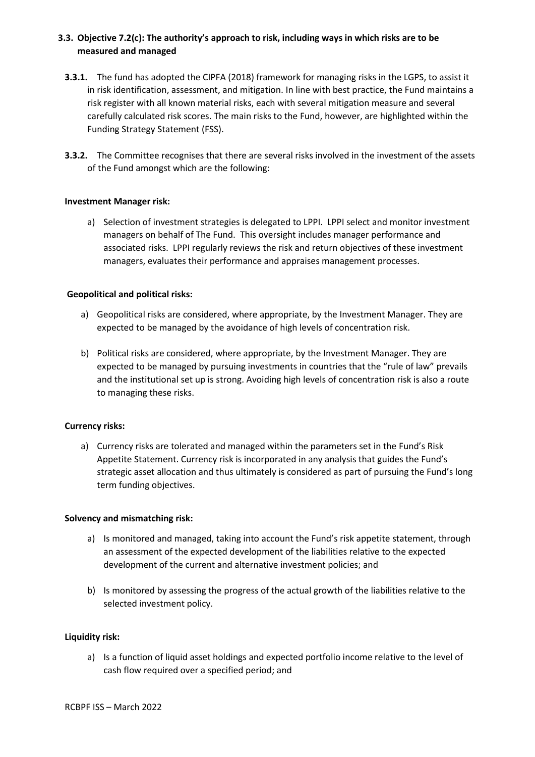### 3.3. Objective 7.2(c): The authority's approach to risk, including ways in which risks are to be measured and managed

**3.3.1.** The fund has adopted the CIPFA (2018) framework for managing risks in the LGPS, to assist it in risk identification, assessment, and mitigation. In line with best practice, the Fund maintains a risk register with all known material risks, each with several mitigation measure and several carefully calculated risk scores. The main risks to the Fund, however, are highlighted within the Funding Strategy Statement (FSS).

**3.3.2.** The Committee recognises that there are several risks involved in the investment of the assets of the Fund amongst which are the following:

**Investment Manager risk:**

a) Selection of investment strategies is delegated to LPPI. LPPI select and monitor investment managers on behalf of The Fund. This oversight includes manager performance and associated risks. LPPI regularly reviews the risk and return objectives of these investment managers, evaluates their performance and appraises management processes.

**Geopolitical and political risks:**

a) Geopolitical risks are considered, where appropriate, by the Investment Manager. They are expected to be managed by the avoidance of high levels of concentration risk.

b) Political risks are considered, where appropriate, by the Investment Manager. They are expected to be managed by pursuing investments in countries that the "rule of law" prevails and the institutional set up is strong. Avoiding high levels of concentration risk is also a route to managing these risks.

**Currency risks:**

a) Currency risks are tolerated and managed within the parameters set in the Fund's Risk Appetite Statement. Currency risk is incorporated in any analysis that guides the Fund's strategic asset allocation and thus ultimately is considered as part of pursuing the Fund's long term funding objectives.

**Solvency and mismatching risk:**

a) Is monitored and managed, taking into account the Fund's risk appetite statement, through an assessment of the expected development of the liabilities relative to the expected development of the current and alternative investment policies; and

b) Is monitored by assessing the progress of the actual growth of the liabilities relative to the selected investment policy.

**Liquidity risk:**

a) Is a function of liquid asset holdings and expected portfolio income relative to the level of cash flow required over a specified period; and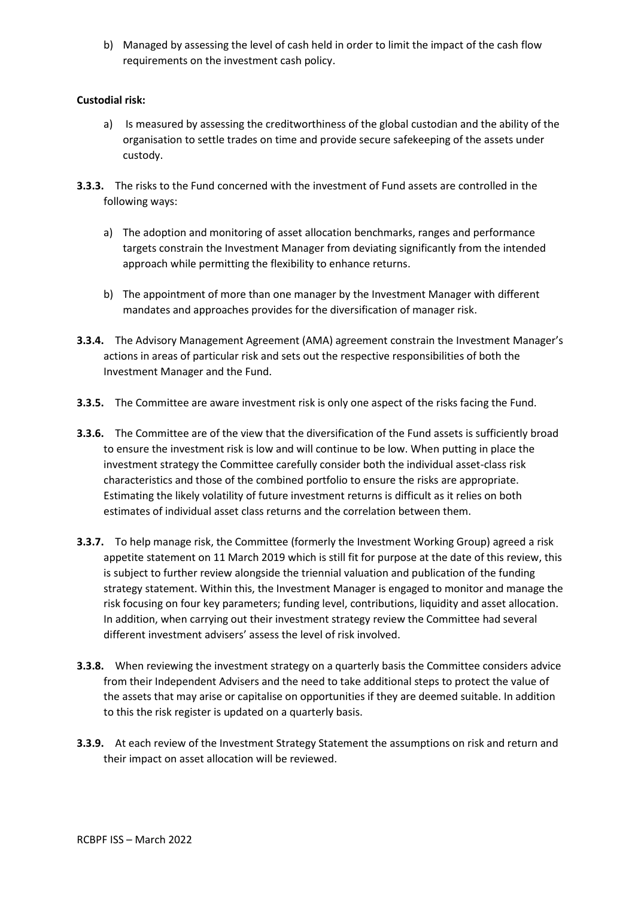b) Managed by assessing the level of cash held in order to limit the impact of the cash flow requirements on the investment cash policy.

**Custodial risk:**

a) Is measured by assessing the creditworthiness of the global custodian and the ability of the organisation to settle trades on time and provide secure safekeeping of the assets under custody.

**3.3.3.** The risks to the Fund concerned with the investment of Fund assets are controlled in the following ways:

a) The adoption and monitoring of asset allocation benchmarks, ranges and performance targets constrain the Investment Manager from deviating significantly from the intended approach while permitting the flexibility to enhance returns.

b) The appointment of more than one manager by the Investment Manager with different mandates and approaches provides for the diversification of manager risk.

**3.3.4.** The Advisory Management Agreement (AMA) agreement constrain the Investment Manager's actions in areas of particular risk and sets out the respective responsibilities of both the Investment Manager and the Fund.

**3.3.5.** The Committee are aware investment risk is only one aspect of the risks facing the Fund.

**3.3.6.** The Committee are of the view that the diversification of the Fund assets is sufficiently broad to ensure the investment risk is low and will continue to be low. When putting in place the investment strategy the Committee carefully consider both the individual asset-class risk characteristics and those of the combined portfolio to ensure the risks are appropriate. Estimating the likely volatility of future investment returns is difficult as it relies on both estimates of individual asset class returns and the correlation between them.

**3.3.7.** To help manage risk, the Committee (formerly the Investment Working Group) agreed a risk appetite statement on 11 March 2019 which is still fit for purpose at the date of this review, this is subject to further review alongside the triennial valuation and publication of the funding strategy statement. Within this, the Investment Manager is engaged to monitor and manage the risk focusing on four key parameters; funding level, contributions, liquidity and asset allocation. In addition, when carrying out their investment strategy review the Committee had several different investment advisers' assess the level of risk involved.

**3.3.8.** When reviewing the investment strategy on a quarterly basis the Committee considers advice from their Independent Advisers and the need to take additional steps to protect the value of the assets that may arise or capitalise on opportunities if they are deemed suitable. In addition to this the risk register is updated on a quarterly basis.

**3.3.9.** At each review of the Investment Strategy Statement the assumptions on risk and return and their impact on asset allocation will be reviewed.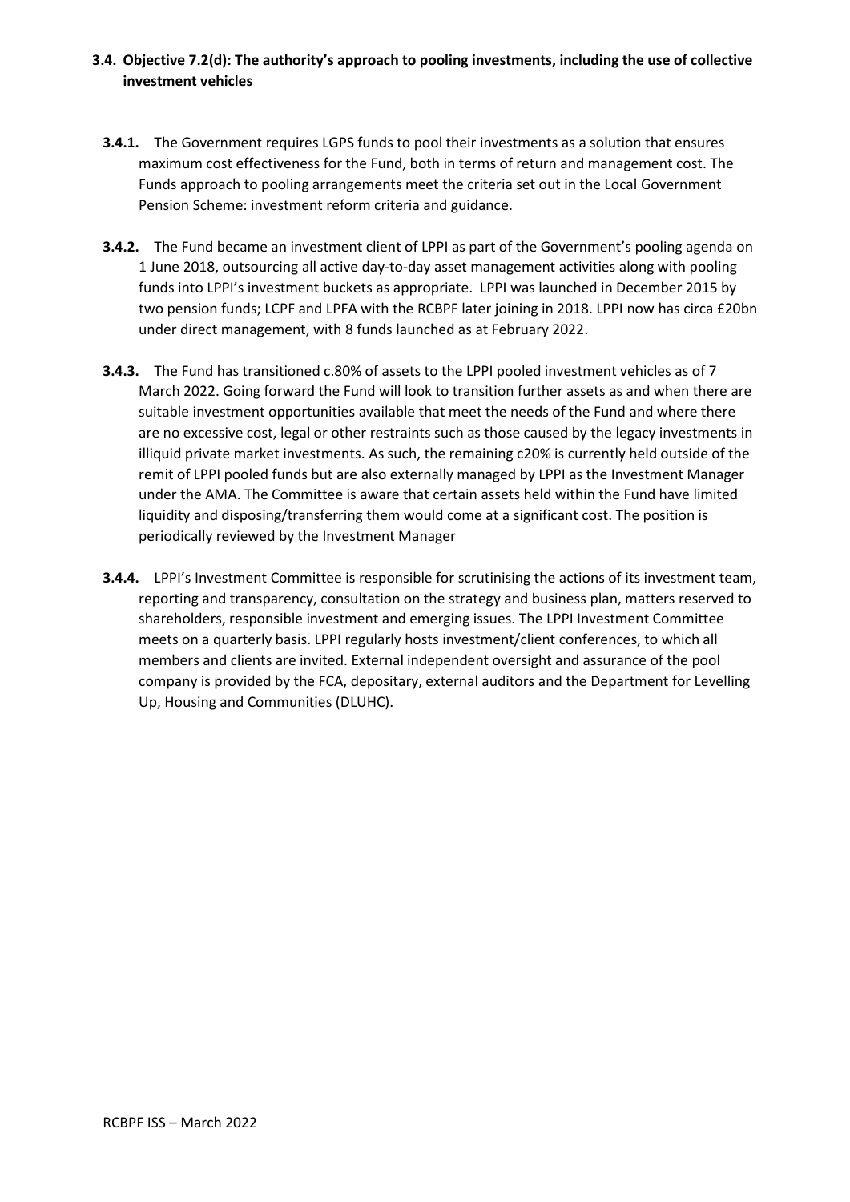### 3.4. Objective 7.2(d): The authority's approach to pooling investments, including the use of collective investment vehicles

**3.4.1.** The Government requires LGPS funds to pool their investments as a solution that ensures maximum cost effectiveness for the Fund, both in terms of return and management cost. The Funds approach to pooling arrangements meet the criteria set out in the Local Government Pension Scheme: investment reform criteria and guidance.

**3.4.2.** The Fund became an investment client of LPPI as part of the Government's pooling agenda on 1 June 2018, outsourcing all active day-to-day asset management activities along with pooling funds into LPPI's investment buckets as appropriate. LPPI was launched in December 2015 by two pension funds; LCPF and LPFA with the RCBPF later joining in 2018. LPPI now has circa £20bn under direct management, with 8 funds launched as at February 2022.

**3.4.3.** The Fund has transitioned c.80% of assets to the LPPI pooled investment vehicles as of 7 March 2022. Going forward the Fund will look to transition further assets as and when there are suitable investment opportunities available that meet the needs of the Fund and where there are no excessive cost, legal or other restraints such as those caused by the legacy investments in illiquid private market investments. As such, the remaining c20% is currently held outside of the remit of LPPI pooled funds but are also externally managed by LPPI as the Investment Manager under the AMA. The Committee is aware that certain assets held within the Fund have limited liquidity and disposing/transferring them would come at a significant cost. The position is periodically reviewed by the Investment Manager

**3.4.4.** LPPI's Investment Committee is responsible for scrutinising the actions of its investment team, reporting and transparency, consultation on the strategy and business plan, matters reserved to shareholders, responsible investment and emerging issues. The LPPI Investment Committee meets on a quarterly basis. LPPI regularly hosts investment/client conferences, to which all members and clients are invited. External independent oversight and assurance of the pool company is provided by the FCA, depositary, external auditors and the Department for Levelling Up, Housing and Communities (DLUHC).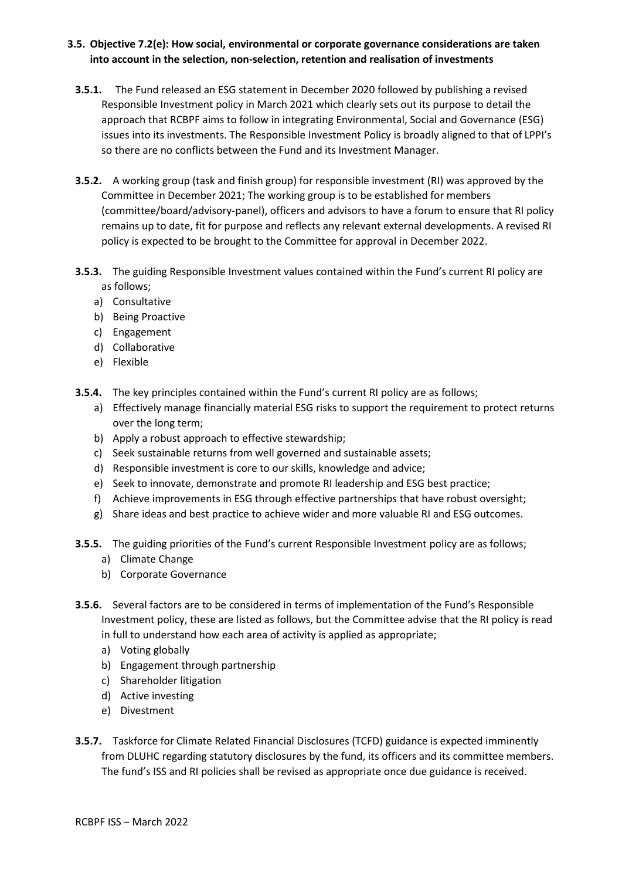### 3.5. Objective 7.2(e): How social, environmental or corporate governance considerations are taken into account in the selection, non-selection, retention and realisation of investments

**3.5.1.** The Fund released an ESG statement in December 2020 followed by publishing a revised Responsible Investment policy in March 2021 which clearly sets out its purpose to detail the approach that RCBPF aims to follow in integrating Environmental, Social and Governance (ESG) issues into its investments. The Responsible Investment Policy is broadly aligned to that of LPPI's so there are no conflicts between the Fund and its Investment Manager.

**3.5.2.** A working group (task and finish group) for responsible investment (RI) was approved by the Committee in December 2021; The working group is to be established for members (committee/board/advisory-panel), officers and advisors to have a forum to ensure that RI policy remains up to date, fit for purpose and reflects any relevant external developments. A revised RI policy is expected to be brought to the Committee for approval in December 2022.

**3.5.3.** The guiding Responsible Investment values contained within the Fund's current RI policy are as follows;

a) Consultative
b) Being Proactive
c) Engagement
d) Collaborative
e) Flexible

**3.5.4.** The key principles contained within the Fund's current RI policy are as follows;

a) Effectively manage financially material ESG risks to support the requirement to protect returns over the long term;
b) Apply a robust approach to effective stewardship;
c) Seek sustainable returns from well governed and sustainable assets;
d) Responsible investment is core to our skills, knowledge and advice;
e) Seek to innovate, demonstrate and promote RI leadership and ESG best practice;
f) Achieve improvements in ESG through effective partnerships that have robust oversight;
g) Share ideas and best practice to achieve wider and more valuable RI and ESG outcomes.

**3.5.5.** The guiding priorities of the Fund's current Responsible Investment policy are as follows;

a) Climate Change
b) Corporate Governance

**3.5.6.** Several factors are to be considered in terms of implementation of the Fund's Responsible Investment policy, these are listed as follows, but the Committee advise that the RI policy is read in full to understand how each area of activity is applied as appropriate;

a) Voting globally
b) Engagement through partnership
c) Shareholder litigation
d) Active investing
e) Divestment

**3.5.7.** Taskforce for Climate Related Financial Disclosures (TCFD) guidance is expected imminently from DLUHC regarding statutory disclosures by the fund, its officers and its committee members. The fund's ISS and RI policies shall be revised as appropriate once due guidance is received.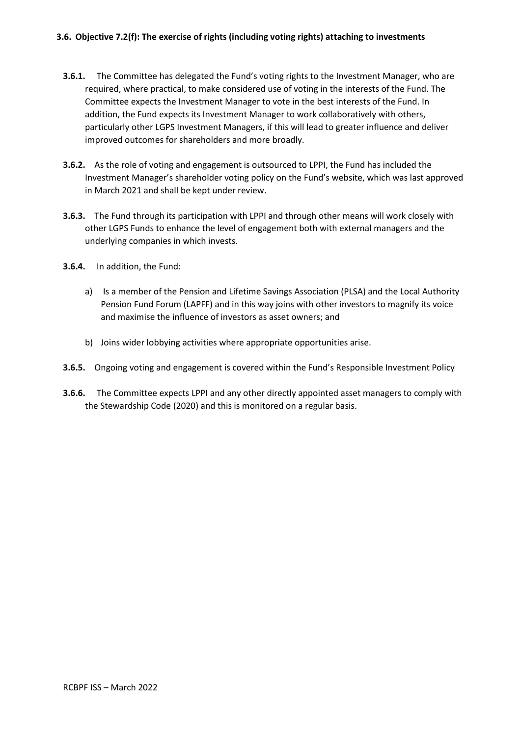### 3.6. Objective 7.2(f): The exercise of rights (including voting rights) attaching to investments

**3.6.1.** The Committee has delegated the Fund's voting rights to the Investment Manager, who are required, where practical, to make considered use of voting in the interests of the Fund. The Committee expects the Investment Manager to vote in the best interests of the Fund. In addition, the Fund expects its Investment Manager to work collaboratively with others, particularly other LGPS Investment Managers, if this will lead to greater influence and deliver improved outcomes for shareholders and more broadly.

**3.6.2.** As the role of voting and engagement is outsourced to LPPI, the Fund has included the Investment Manager's shareholder voting policy on the Fund's website, which was last approved in March 2021 and shall be kept under review.

**3.6.3.** The Fund through its participation with LPPI and through other means will work closely with other LGPS Funds to enhance the level of engagement both with external managers and the underlying companies in which invests.

**3.6.4.** In addition, the Fund:

a) Is a member of the Pension and Lifetime Savings Association (PLSA) and the Local Authority Pension Fund Forum (LAPFF) and in this way joins with other investors to magnify its voice and maximise the influence of investors as asset owners; and

b) Joins wider lobbying activities where appropriate opportunities arise.

**3.6.5.** Ongoing voting and engagement is covered within the Fund's Responsible Investment Policy

**3.6.6.** The Committee expects LPPI and any other directly appointed asset managers to comply with the Stewardship Code (2020) and this is monitored on a regular basis.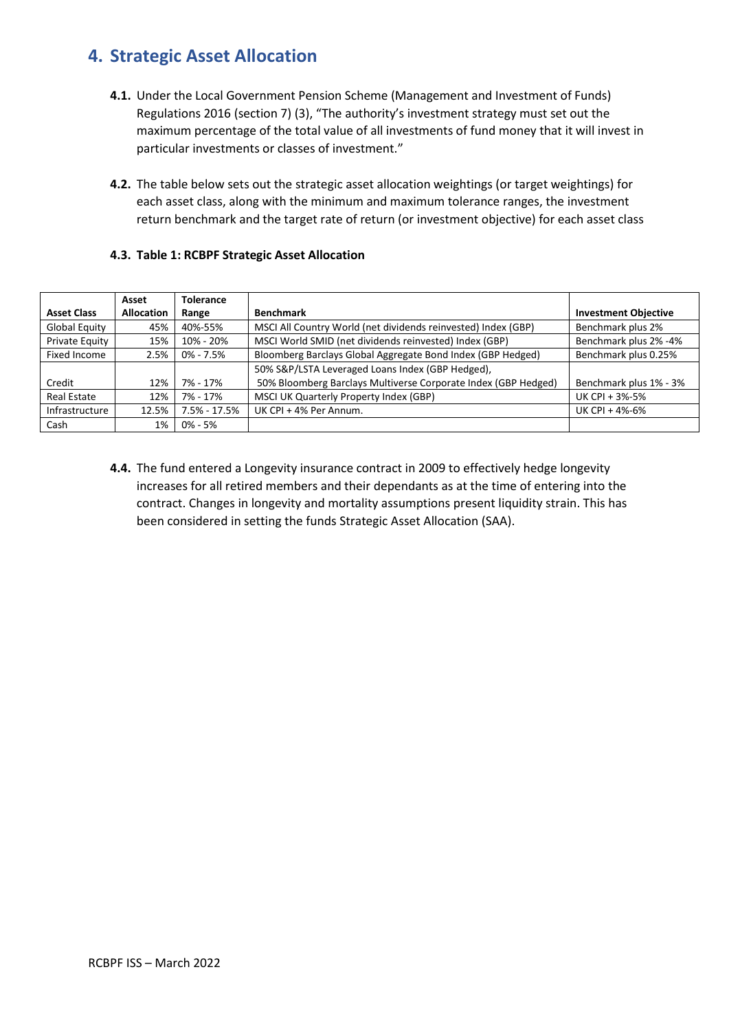## 4. Strategic Asset Allocation

**4.1.** Under the Local Government Pension Scheme (Management and Investment of Funds) Regulations 2016 (section 7) (3), "The authority's investment strategy must set out the maximum percentage of the total value of all investments of fund money that it will invest in particular investments or classes of investment."

**4.2.** The table below sets out the strategic asset allocation weightings (or target weightings) for each asset class, along with the minimum and maximum tolerance ranges, the investment return benchmark and the target rate of return (or investment objective) for each asset class

**4.3. Table 1: RCBPF Strategic Asset Allocation**

| Asset Class | Asset Allocation | Tolerance Range | Benchmark | Investment Objective |
|---|---|---|---|---|
| Global Equity | 45% | 40%-55% | MSCI All Country World (net dividends reinvested) Index (GBP) | Benchmark plus 2% |
| Private Equity | 15% | 10% - 20% | MSCI World SMID (net dividends reinvested) Index (GBP) | Benchmark plus 2% -4% |
| Fixed Income | 2.5% | 0% - 7.5% | Bloomberg Barclays Global Aggregate Bond Index (GBP Hedged) | Benchmark plus 0.25% |
| Credit | 12% | 7% - 17% | 50% S&P/LSTA Leveraged Loans Index (GBP Hedged), 50% Bloomberg Barclays Multiverse Corporate Index (GBP Hedged) | Benchmark plus 1% - 3% |
| Real Estate | 12% | 7% - 17% | MSCI UK Quarterly Property Index (GBP) | UK CPI + 3%-5% |
| Infrastructure | 12.5% | 7.5% - 17.5% | UK CPI + 4% Per Annum. | UK CPI + 4%-6% |
| Cash | 1% | 0% - 5% | | |

**4.4.** The fund entered a Longevity insurance contract in 2009 to effectively hedge longevity increases for all retired members and their dependants as at the time of entering into the contract. Changes in longevity and mortality assumptions present liquidity strain. This has been considered in setting the funds Strategic Asset Allocation (SAA).